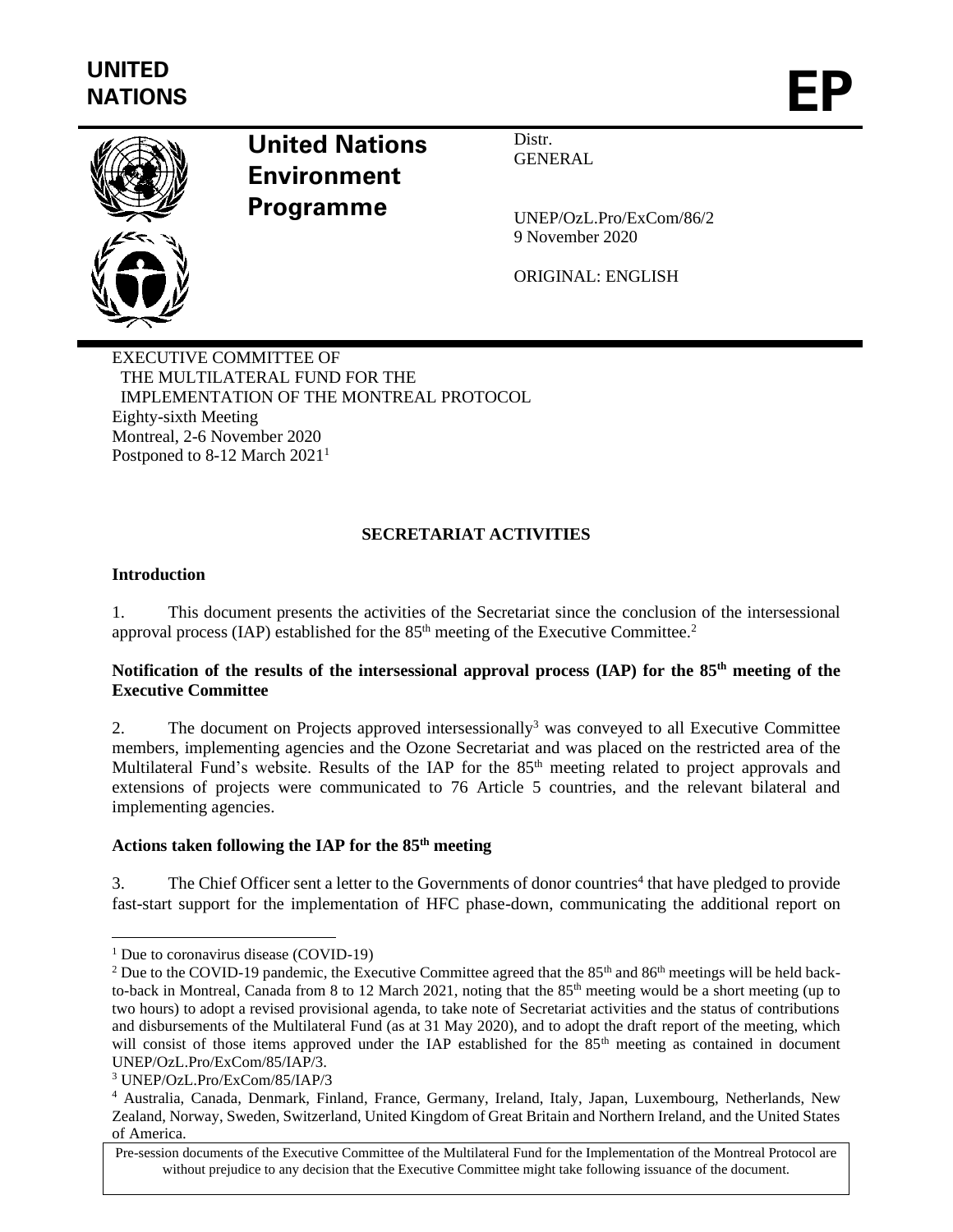**UNITED NATIONS** **EP**

# United Nations Environment Programme

Distr.
GENERAL

UNEP/OzL.Pro/ExCom/86/2
9 November 2020

ORIGINAL: ENGLISH

EXECUTIVE COMMITTEE OF
THE MULTILATERAL FUND FOR THE
IMPLEMENTATION OF THE MONTREAL PROTOCOL
Eighty-sixth Meeting
Montreal, 2-6 November 2020
Postponed to 8-12 March 2021[1]

## SECRETARIAT ACTIVITIES

### Introduction

1. This document presents the activities of the Secretariat since the conclusion of the intersessional approval process (IAP) established for the 85th meeting of the Executive Committee.[2]

### Notification of the results of the intersessional approval process (IAP) for the 85th meeting of the Executive Committee

2. The document on Projects approved intersessionally[3] was conveyed to all Executive Committee members, implementing agencies and the Ozone Secretariat and was placed on the restricted area of the Multilateral Fund's website. Results of the IAP for the 85th meeting related to project approvals and extensions of projects were communicated to 76 Article 5 countries, and the relevant bilateral and implementing agencies.

### Actions taken following the IAP for the 85th meeting

3. The Chief Officer sent a letter to the Governments of donor countries[4] that have pledged to provide fast-start support for the implementation of HFC phase-down, communicating the additional report on

---

[1] Due to coronavirus disease (COVID-19)

[2] Due to the COVID-19 pandemic, the Executive Committee agreed that the 85th and 86th meetings will be held back-to-back in Montreal, Canada from 8 to 12 March 2021, noting that the 85th meeting would be a short meeting (up to two hours) to adopt a revised provisional agenda, to take note of Secretariat activities and the status of contributions and disbursements of the Multilateral Fund (as at 31 May 2020), and to adopt the draft report of the meeting, which will consist of those items approved under the IAP established for the 85th meeting as contained in document UNEP/OzL.Pro/ExCom/85/IAP/3.

[3] UNEP/OzL.Pro/ExCom/85/IAP/3

[4] Australia, Canada, Denmark, Finland, France, Germany, Ireland, Italy, Japan, Luxembourg, Netherlands, New Zealand, Norway, Sweden, Switzerland, United Kingdom of Great Britain and Northern Ireland, and the United States of America.

Pre-session documents of the Executive Committee of the Multilateral Fund for the Implementation of the Montreal Protocol are without prejudice to any decision that the Executive Committee might take following issuance of the document.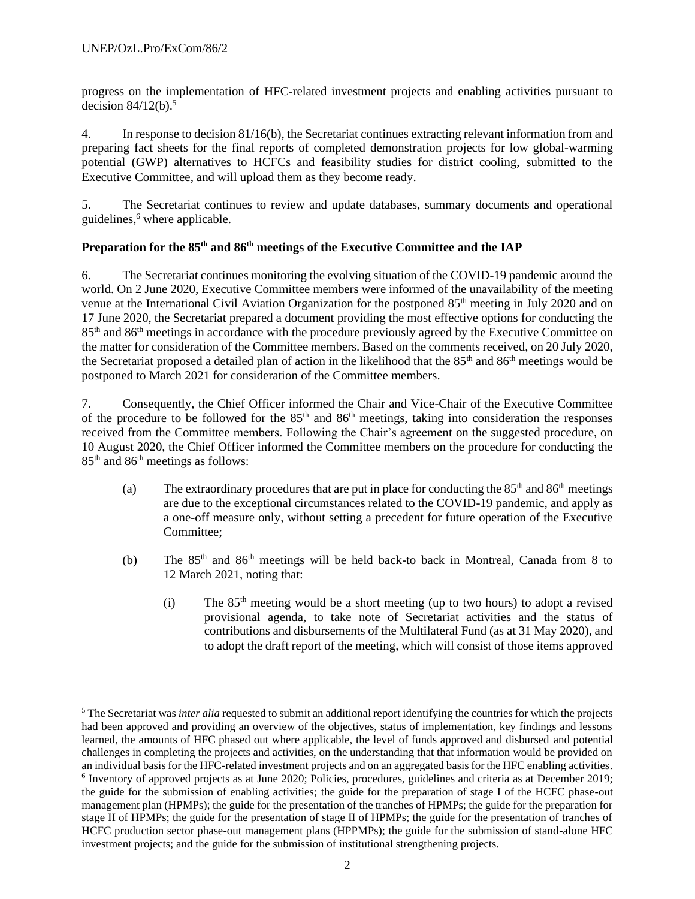progress on the implementation of HFC-related investment projects and enabling activities pursuant to decision 84/12(b).[5]

4. In response to decision 81/16(b), the Secretariat continues extracting relevant information from and preparing fact sheets for the final reports of completed demonstration projects for low global-warming potential (GWP) alternatives to HCFCs and feasibility studies for district cooling, submitted to the Executive Committee, and will upload them as they become ready.

5. The Secretariat continues to review and update databases, summary documents and operational guidelines,[6] where applicable.

**Preparation for the 85th and 86th meetings of the Executive Committee and the IAP**

6. The Secretariat continues monitoring the evolving situation of the COVID-19 pandemic around the world. On 2 June 2020, Executive Committee members were informed of the unavailability of the meeting venue at the International Civil Aviation Organization for the postponed 85th meeting in July 2020 and on 17 June 2020, the Secretariat prepared a document providing the most effective options for conducting the 85th and 86th meetings in accordance with the procedure previously agreed by the Executive Committee on the matter for consideration of the Committee members. Based on the comments received, on 20 July 2020, the Secretariat proposed a detailed plan of action in the likelihood that the 85th and 86th meetings would be postponed to March 2021 for consideration of the Committee members.

7. Consequently, the Chief Officer informed the Chair and Vice-Chair of the Executive Committee of the procedure to be followed for the 85th and 86th meetings, taking into consideration the responses received from the Committee members. Following the Chair's agreement on the suggested procedure, on 10 August 2020, the Chief Officer informed the Committee members on the procedure for conducting the 85th and 86th meetings as follows:

(a) The extraordinary procedures that are put in place for conducting the 85th and 86th meetings are due to the exceptional circumstances related to the COVID-19 pandemic, and apply as a one-off measure only, without setting a precedent for future operation of the Executive Committee;

(b) The 85th and 86th meetings will be held back-to back in Montreal, Canada from 8 to 12 March 2021, noting that:

(i) The 85th meeting would be a short meeting (up to two hours) to adopt a revised provisional agenda, to take note of Secretariat activities and the status of contributions and disbursements of the Multilateral Fund (as at 31 May 2020), and to adopt the draft report of the meeting, which will consist of those items approved

[5] The Secretariat was *inter alia* requested to submit an additional report identifying the countries for which the projects had been approved and providing an overview of the objectives, status of implementation, key findings and lessons learned, the amounts of HFC phased out where applicable, the level of funds approved and disbursed and potential challenges in completing the projects and activities, on the understanding that that information would be provided on an individual basis for the HFC-related investment projects and on an aggregated basis for the HFC enabling activities.

[6] Inventory of approved projects as at June 2020; Policies, procedures, guidelines and criteria as at December 2019; the guide for the submission of enabling activities; the guide for the preparation of stage I of the HCFC phase-out management plan (HPMPs); the guide for the presentation of the tranches of HPMPs; the guide for the preparation for stage II of HPMPs; the guide for the presentation of stage II of HPMPs; the guide for the presentation of tranches of HCFC production sector phase-out management plans (HPPMPs); the guide for the submission of stand-alone HFC investment projects; and the guide for the submission of institutional strengthening projects.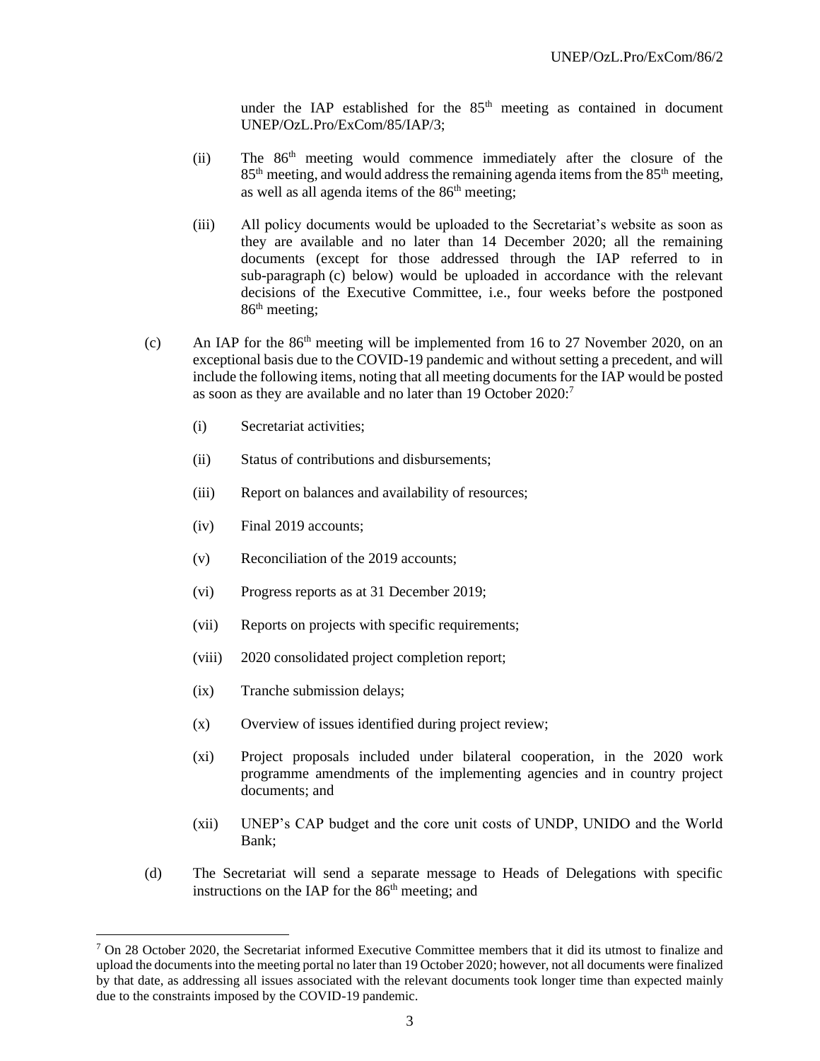under the IAP established for the 85th meeting as contained in document UNEP/OzL.Pro/ExCom/85/IAP/3;

(ii) The 86th meeting would commence immediately after the closure of the 85th meeting, and would address the remaining agenda items from the 85th meeting, as well as all agenda items of the 86th meeting;

(iii) All policy documents would be uploaded to the Secretariat's website as soon as they are available and no later than 14 December 2020; all the remaining documents (except for those addressed through the IAP referred to in sub-paragraph (c) below) would be uploaded in accordance with the relevant decisions of the Executive Committee, i.e., four weeks before the postponed 86th meeting;

(c) An IAP for the 86th meeting will be implemented from 16 to 27 November 2020, on an exceptional basis due to the COVID-19 pandemic and without setting a precedent, and will include the following items, noting that all meeting documents for the IAP would be posted as soon as they are available and no later than 19 October 2020:[7]

(i) Secretariat activities;

(ii) Status of contributions and disbursements;

(iii) Report on balances and availability of resources;

(iv) Final 2019 accounts;

(v) Reconciliation of the 2019 accounts;

(vi) Progress reports as at 31 December 2019;

(vii) Reports on projects with specific requirements;

(viii) 2020 consolidated project completion report;

(ix) Tranche submission delays;

(x) Overview of issues identified during project review;

(xi) Project proposals included under bilateral cooperation, in the 2020 work programme amendments of the implementing agencies and in country project documents; and

(xii) UNEP's CAP budget and the core unit costs of UNDP, UNIDO and the World Bank;

(d) The Secretariat will send a separate message to Heads of Delegations with specific instructions on the IAP for the 86th meeting; and

[7] On 28 October 2020, the Secretariat informed Executive Committee members that it did its utmost to finalize and upload the documents into the meeting portal no later than 19 October 2020; however, not all documents were finalized by that date, as addressing all issues associated with the relevant documents took longer time than expected mainly due to the constraints imposed by the COVID-19 pandemic.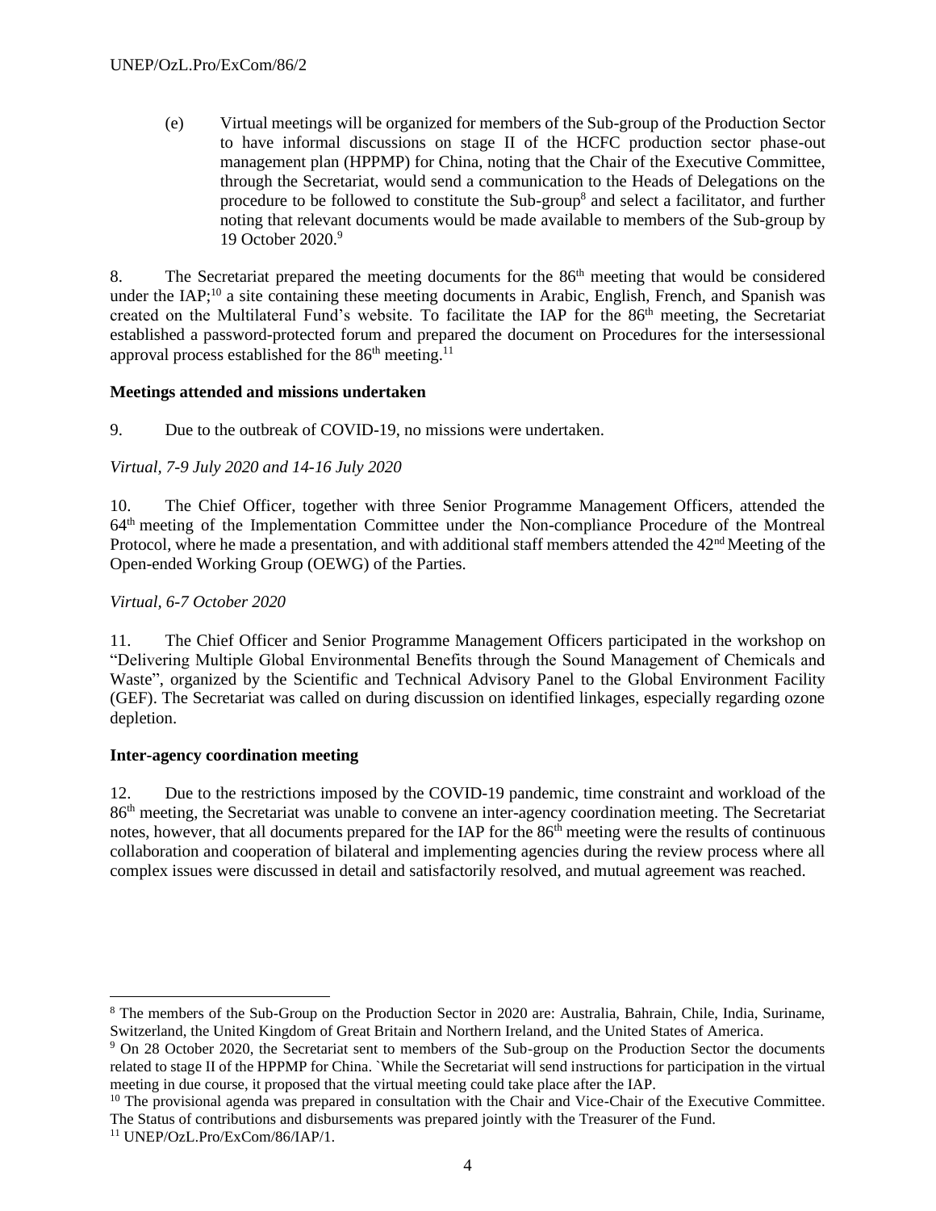(e) Virtual meetings will be organized for members of the Sub-group of the Production Sector to have informal discussions on stage II of the HCFC production sector phase-out management plan (HPPMP) for China, noting that the Chair of the Executive Committee, through the Secretariat, would send a communication to the Heads of Delegations on the procedure to be followed to constitute the Sub-group[8] and select a facilitator, and further noting that relevant documents would be made available to members of the Sub-group by 19 October 2020.[9]

8. The Secretariat prepared the meeting documents for the 86th meeting that would be considered under the IAP;[10] a site containing these meeting documents in Arabic, English, French, and Spanish was created on the Multilateral Fund's website. To facilitate the IAP for the 86th meeting, the Secretariat established a password-protected forum and prepared the document on Procedures for the intersessional approval process established for the 86th meeting.[11]

**Meetings attended and missions undertaken**

9. Due to the outbreak of COVID-19, no missions were undertaken.

*Virtual, 7-9 July 2020 and 14-16 July 2020*

10. The Chief Officer, together with three Senior Programme Management Officers, attended the 64th meeting of the Implementation Committee under the Non-compliance Procedure of the Montreal Protocol, where he made a presentation, and with additional staff members attended the 42nd Meeting of the Open-ended Working Group (OEWG) of the Parties.

*Virtual, 6-7 October 2020*

11. The Chief Officer and Senior Programme Management Officers participated in the workshop on "Delivering Multiple Global Environmental Benefits through the Sound Management of Chemicals and Waste", organized by the Scientific and Technical Advisory Panel to the Global Environment Facility (GEF). The Secretariat was called on during discussion on identified linkages, especially regarding ozone depletion.

**Inter-agency coordination meeting**

12. Due to the restrictions imposed by the COVID-19 pandemic, time constraint and workload of the 86th meeting, the Secretariat was unable to convene an inter-agency coordination meeting. The Secretariat notes, however, that all documents prepared for the IAP for the 86th meeting were the results of continuous collaboration and cooperation of bilateral and implementing agencies during the review process where all complex issues were discussed in detail and satisfactorily resolved, and mutual agreement was reached.

---

[8] The members of the Sub-Group on the Production Sector in 2020 are: Australia, Bahrain, Chile, India, Suriname, Switzerland, the United Kingdom of Great Britain and Northern Ireland, and the United States of America.

[9] On 28 October 2020, the Secretariat sent to members of the Sub-group on the Production Sector the documents related to stage II of the HPPMP for China. `While the Secretariat will send instructions for participation in the virtual meeting in due course, it proposed that the virtual meeting could take place after the IAP.

[10] The provisional agenda was prepared in consultation with the Chair and Vice-Chair of the Executive Committee. The Status of contributions and disbursements was prepared jointly with the Treasurer of the Fund.

[11] UNEP/OzL.Pro/ExCom/86/IAP/1.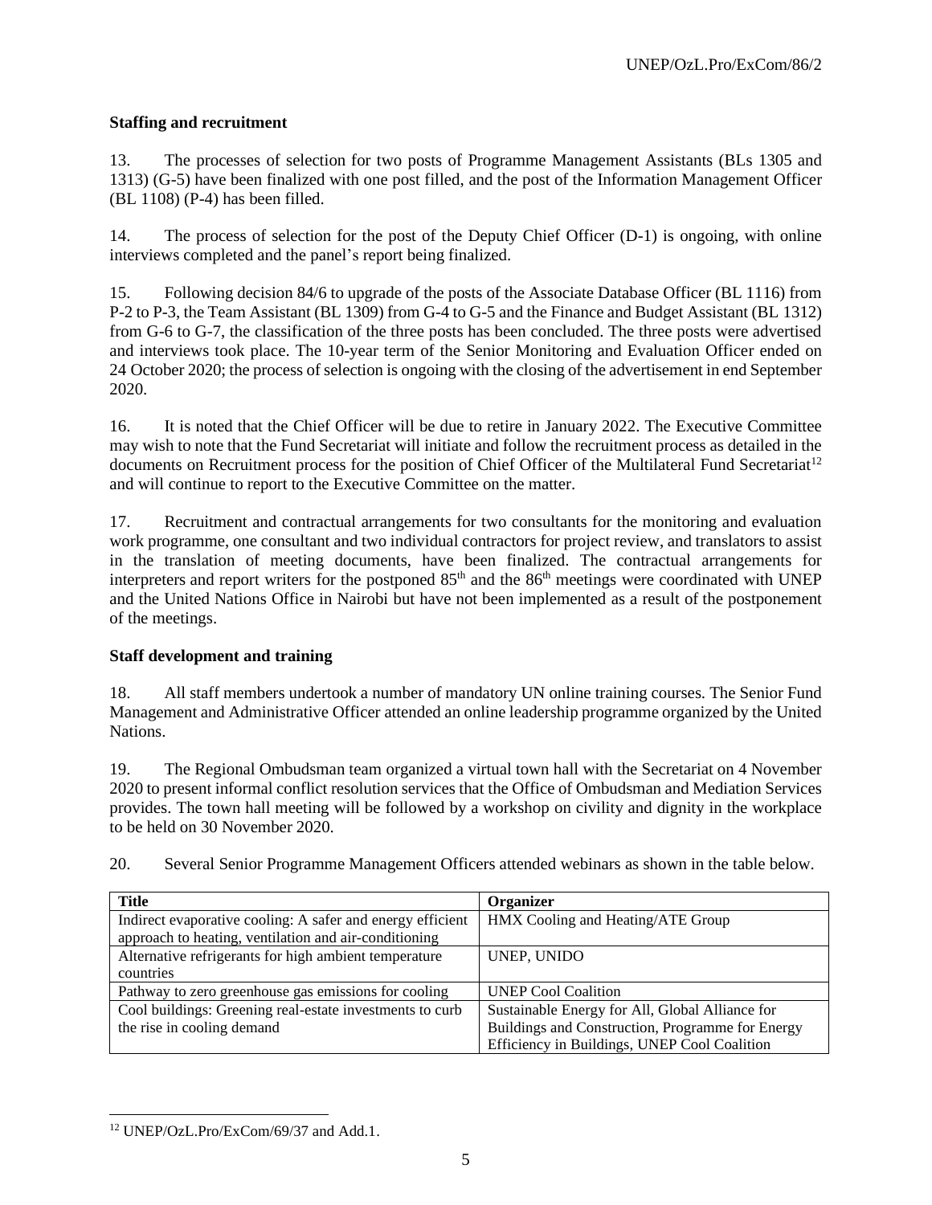**Staffing and recruitment**

13. The processes of selection for two posts of Programme Management Assistants (BLs 1305 and 1313) (G-5) have been finalized with one post filled, and the post of the Information Management Officer (BL 1108) (P-4) has been filled.

14. The process of selection for the post of the Deputy Chief Officer (D-1) is ongoing, with online interviews completed and the panel's report being finalized.

15. Following decision 84/6 to upgrade of the posts of the Associate Database Officer (BL 1116) from P-2 to P-3, the Team Assistant (BL 1309) from G-4 to G-5 and the Finance and Budget Assistant (BL 1312) from G-6 to G-7, the classification of the three posts has been concluded. The three posts were advertised and interviews took place. The 10-year term of the Senior Monitoring and Evaluation Officer ended on 24 October 2020; the process of selection is ongoing with the closing of the advertisement in end September 2020.

16. It is noted that the Chief Officer will be due to retire in January 2022. The Executive Committee may wish to note that the Fund Secretariat will initiate and follow the recruitment process as detailed in the documents on Recruitment process for the position of Chief Officer of the Multilateral Fund Secretariat[12] and will continue to report to the Executive Committee on the matter.

17. Recruitment and contractual arrangements for two consultants for the monitoring and evaluation work programme, one consultant and two individual contractors for project review, and translators to assist in the translation of meeting documents, have been finalized. The contractual arrangements for interpreters and report writers for the postponed 85th and the 86th meetings were coordinated with UNEP and the United Nations Office in Nairobi but have not been implemented as a result of the postponement of the meetings.

**Staff development and training**

18. All staff members undertook a number of mandatory UN online training courses. The Senior Fund Management and Administrative Officer attended an online leadership programme organized by the United Nations.

19. The Regional Ombudsman team organized a virtual town hall with the Secretariat on 4 November 2020 to present informal conflict resolution services that the Office of Ombudsman and Mediation Services provides. The town hall meeting will be followed by a workshop on civility and dignity in the workplace to be held on 30 November 2020.

20. Several Senior Programme Management Officers attended webinars as shown in the table below.

| Title | Organizer |
|---|---|
| Indirect evaporative cooling: A safer and energy efficient approach to heating, ventilation and air-conditioning | HMX Cooling and Heating/ATE Group |
| Alternative refrigerants for high ambient temperature countries | UNEP, UNIDO |
| Pathway to zero greenhouse gas emissions for cooling | UNEP Cool Coalition |
| Cool buildings: Greening real-estate investments to curb the rise in cooling demand | Sustainable Energy for All, Global Alliance for Buildings and Construction, Programme for Energy Efficiency in Buildings, UNEP Cool Coalition |

[12] UNEP/OzL.Pro/ExCom/69/37 and Add.1.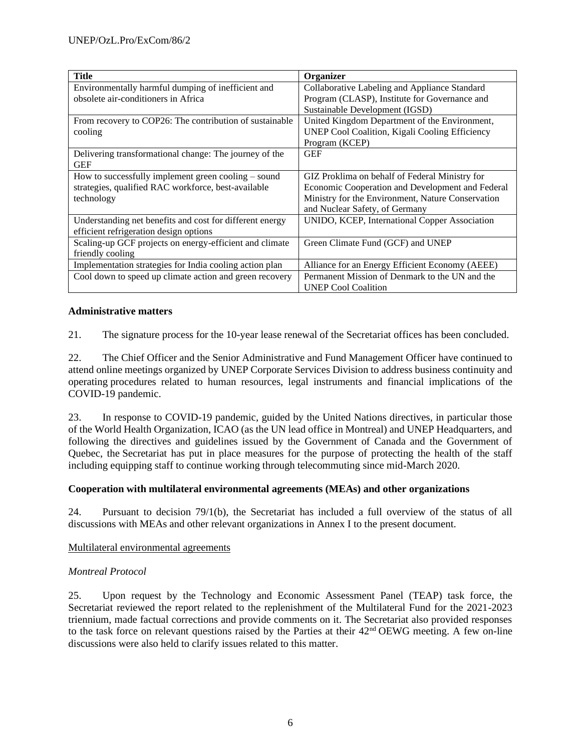| Title | Organizer |
| --- | --- |
| Environmentally harmful dumping of inefficient and obsolete air-conditioners in Africa | Collaborative Labeling and Appliance Standard Program (CLASP), Institute for Governance and Sustainable Development (IGSD) |
| From recovery to COP26: The contribution of sustainable cooling | United Kingdom Department of the Environment, UNEP Cool Coalition, Kigali Cooling Efficiency Program (KCEP) |
| Delivering transformational change: The journey of the GEF | GEF |
| How to successfully implement green cooling – sound strategies, qualified RAC workforce, best-available technology | GIZ Proklima on behalf of Federal Ministry for Economic Cooperation and Development and Federal Ministry for the Environment, Nature Conservation and Nuclear Safety, of Germany |
| Understanding net benefits and cost for different energy efficient refrigeration design options | UNIDO, KCEP, International Copper Association |
| Scaling-up GCF projects on energy-efficient and climate friendly cooling | Green Climate Fund (GCF) and UNEP |
| Implementation strategies for India cooling action plan | Alliance for an Energy Efficient Economy (AEEE) |
| Cool down to speed up climate action and green recovery | Permanent Mission of Denmark to the UN and the UNEP Cool Coalition |

**Administrative matters**

21. The signature process for the 10-year lease renewal of the Secretariat offices has been concluded.

22. The Chief Officer and the Senior Administrative and Fund Management Officer have continued to attend online meetings organized by UNEP Corporate Services Division to address business continuity and operating procedures related to human resources, legal instruments and financial implications of the COVID-19 pandemic.

23. In response to COVID-19 pandemic, guided by the United Nations directives, in particular those of the World Health Organization, ICAO (as the UN lead office in Montreal) and UNEP Headquarters, and following the directives and guidelines issued by the Government of Canada and the Government of Quebec, the Secretariat has put in place measures for the purpose of protecting the health of the staff including equipping staff to continue working through telecommuting since mid-March 2020.

**Cooperation with multilateral environmental agreements (MEAs) and other organizations**

24. Pursuant to decision 79/1(b), the Secretariat has included a full overview of the status of all discussions with MEAs and other relevant organizations in Annex I to the present document.

Multilateral environmental agreements

*Montreal Protocol*

25. Upon request by the Technology and Economic Assessment Panel (TEAP) task force, the Secretariat reviewed the report related to the replenishment of the Multilateral Fund for the 2021-2023 triennium, made factual corrections and provide comments on it. The Secretariat also provided responses to the task force on relevant questions raised by the Parties at their 42nd OEWG meeting. A few on-line discussions were also held to clarify issues related to this matter.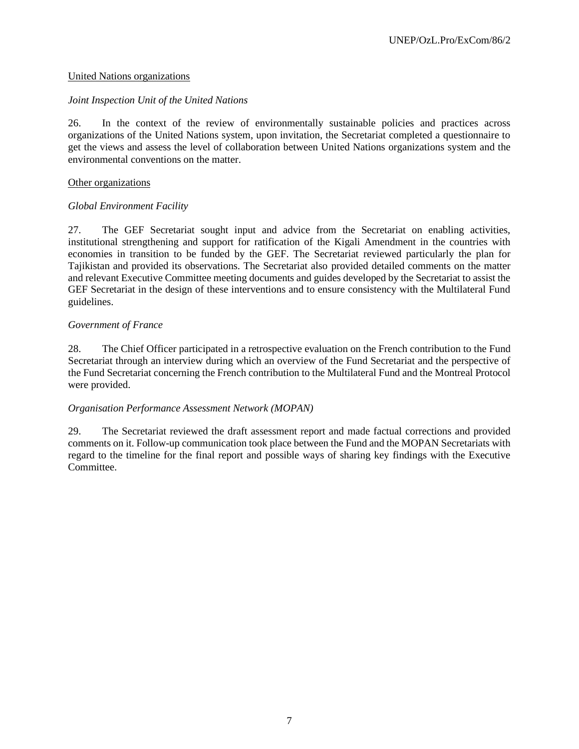<u>United Nations organizations</u>

*Joint Inspection Unit of the United Nations*

26. In the context of the review of environmentally sustainable policies and practices across organizations of the United Nations system, upon invitation, the Secretariat completed a questionnaire to get the views and assess the level of collaboration between United Nations organizations system and the environmental conventions on the matter.

<u>Other organizations</u>

*Global Environment Facility*

27. The GEF Secretariat sought input and advice from the Secretariat on enabling activities, institutional strengthening and support for ratification of the Kigali Amendment in the countries with economies in transition to be funded by the GEF. The Secretariat reviewed particularly the plan for Tajikistan and provided its observations. The Secretariat also provided detailed comments on the matter and relevant Executive Committee meeting documents and guides developed by the Secretariat to assist the GEF Secretariat in the design of these interventions and to ensure consistency with the Multilateral Fund guidelines.

*Government of France*

28. The Chief Officer participated in a retrospective evaluation on the French contribution to the Fund Secretariat through an interview during which an overview of the Fund Secretariat and the perspective of the Fund Secretariat concerning the French contribution to the Multilateral Fund and the Montreal Protocol were provided.

*Organisation Performance Assessment Network (MOPAN)*

29. The Secretariat reviewed the draft assessment report and made factual corrections and provided comments on it. Follow-up communication took place between the Fund and the MOPAN Secretariats with regard to the timeline for the final report and possible ways of sharing key findings with the Executive Committee.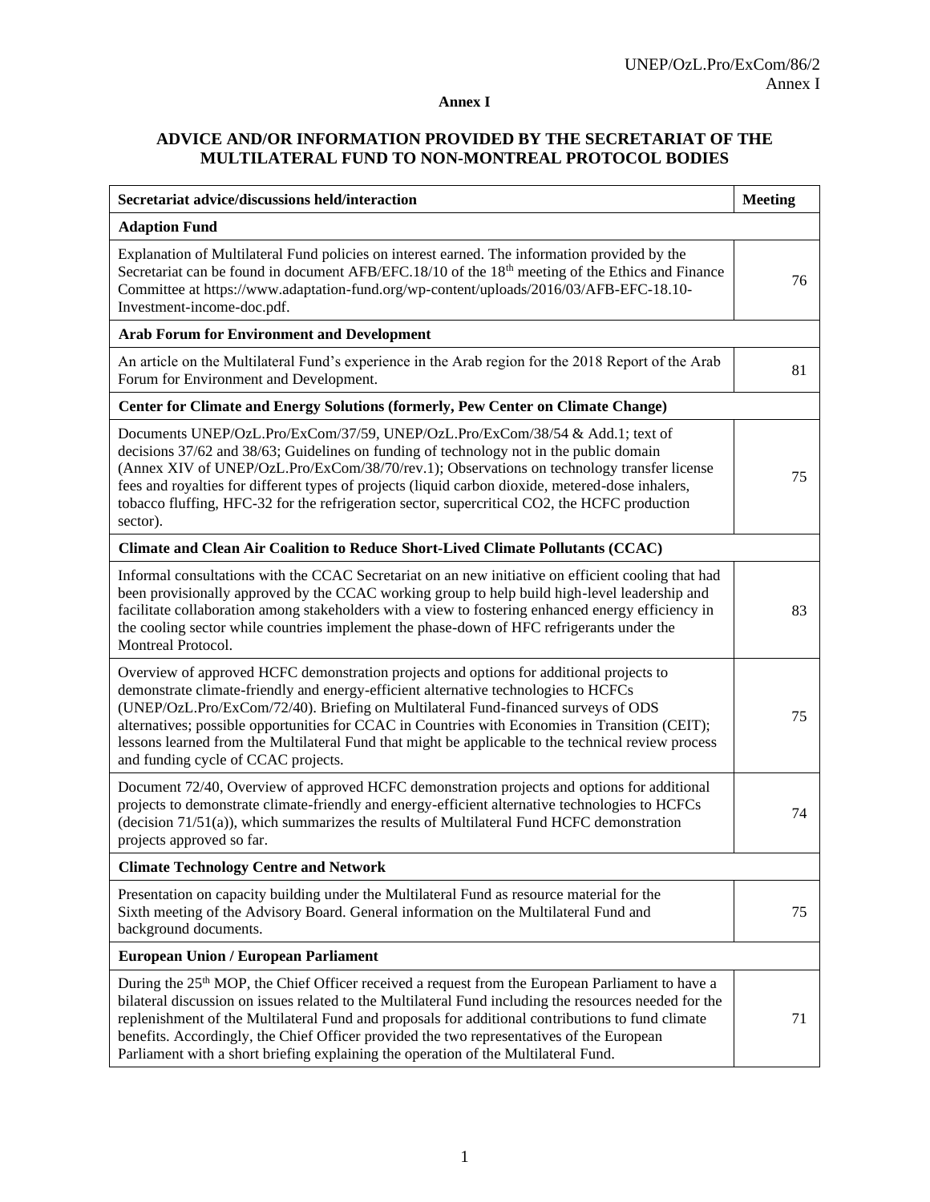**Annex I**

**ADVICE AND/OR INFORMATION PROVIDED BY THE SECRETARIAT OF THE MULTILATERAL FUND TO NON-MONTREAL PROTOCOL BODIES**

| Secretariat advice/discussions held/interaction | Meeting |
|---|---|
| **Adaption Fund** | |
| Explanation of Multilateral Fund policies on interest earned. The information provided by the Secretariat can be found in document AFB/EFC.18/10 of the 18th meeting of the Ethics and Finance Committee at https://www.adaptation-fund.org/wp-content/uploads/2016/03/AFB-EFC-18.10-Investment-income-doc.pdf. | 76 |
| **Arab Forum for Environment and Development** | |
| An article on the Multilateral Fund's experience in the Arab region for the 2018 Report of the Arab Forum for Environment and Development. | 81 |
| **Center for Climate and Energy Solutions (formerly, Pew Center on Climate Change)** | |
| Documents UNEP/OzL.Pro/ExCom/37/59, UNEP/OzL.Pro/ExCom/38/54 & Add.1; text of decisions 37/62 and 38/63; Guidelines on funding of technology not in the public domain (Annex XIV of UNEP/OzL.Pro/ExCom/38/70/rev.1); Observations on technology transfer license fees and royalties for different types of projects (liquid carbon dioxide, metered-dose inhalers, tobacco fluffing, HFC-32 for the refrigeration sector, supercritical CO2, the HCFC production sector). | 75 |
| **Climate and Clean Air Coalition to Reduce Short-Lived Climate Pollutants (CCAC)** | |
| Informal consultations with the CCAC Secretariat on an new initiative on efficient cooling that had been provisionally approved by the CCAC working group to help build high-level leadership and facilitate collaboration among stakeholders with a view to fostering enhanced energy efficiency in the cooling sector while countries implement the phase-down of HFC refrigerants under the Montreal Protocol. | 83 |
| Overview of approved HCFC demonstration projects and options for additional projects to demonstrate climate-friendly and energy-efficient alternative technologies to HCFCs (UNEP/OzL.Pro/ExCom/72/40). Briefing on Multilateral Fund-financed surveys of ODS alternatives; possible opportunities for CCAC in Countries with Economies in Transition (CEIT); lessons learned from the Multilateral Fund that might be applicable to the technical review process and funding cycle of CCAC projects. | 75 |
| Document 72/40, Overview of approved HCFC demonstration projects and options for additional projects to demonstrate climate-friendly and energy-efficient alternative technologies to HCFCs (decision 71/51(a)), which summarizes the results of Multilateral Fund HCFC demonstration projects approved so far. | 74 |
| **Climate Technology Centre and Network** | |
| Presentation on capacity building under the Multilateral Fund as resource material for the Sixth meeting of the Advisory Board. General information on the Multilateral Fund and background documents. | 75 |
| **European Union / European Parliament** | |
| During the 25th MOP, the Chief Officer received a request from the European Parliament to have a bilateral discussion on issues related to the Multilateral Fund including the resources needed for the replenishment of the Multilateral Fund and proposals for additional contributions to fund climate benefits. Accordingly, the Chief Officer provided the two representatives of the European Parliament with a short briefing explaining the operation of the Multilateral Fund. | 71 |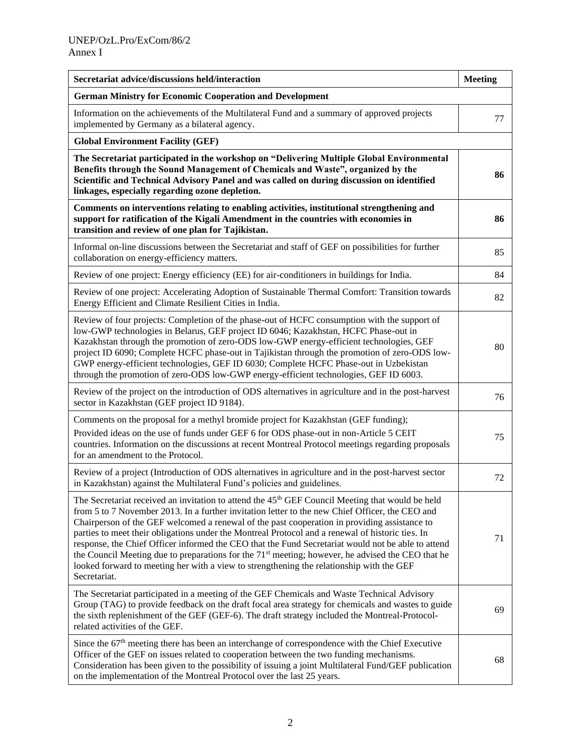| Secretariat advice/discussions held/interaction | Meeting |
|---|---|
| **German Ministry for Economic Cooperation and Development** | |
| Information on the achievements of the Multilateral Fund and a summary of approved projects implemented by Germany as a bilateral agency. | 77 |
| **Global Environment Facility (GEF)** | |
| **The Secretariat participated in the workshop on "Delivering Multiple Global Environmental Benefits through the Sound Management of Chemicals and Waste", organized by the Scientific and Technical Advisory Panel and was called on during discussion on identified linkages, especially regarding ozone depletion.** | **86** |
| **Comments on interventions relating to enabling activities, institutional strengthening and support for ratification of the Kigali Amendment in the countries with economies in transition and review of one plan for Tajikistan.** | **86** |
| Informal on-line discussions between the Secretariat and staff of GEF on possibilities for further collaboration on energy-efficiency matters. | 85 |
| Review of one project: Energy efficiency (EE) for air-conditioners in buildings for India. | 84 |
| Review of one project: Accelerating Adoption of Sustainable Thermal Comfort: Transition towards Energy Efficient and Climate Resilient Cities in India. | 82 |
| Review of four projects: Completion of the phase-out of HCFC consumption with the support of low-GWP technologies in Belarus, GEF project ID 6046; Kazakhstan, HCFC Phase-out in Kazakhstan through the promotion of zero-ODS low-GWP energy-efficient technologies, GEF project ID 6090; Complete HCFC phase-out in Tajikistan through the promotion of zero-ODS low-GWP energy-efficient technologies, GEF ID 6030; Complete HCFC Phase-out in Uzbekistan through the promotion of zero-ODS low-GWP energy-efficient technologies, GEF ID 6003. | 80 |
| Review of the project on the introduction of ODS alternatives in agriculture and in the post-harvest sector in Kazakhstan (GEF project ID 9184). | 76 |
| Comments on the proposal for a methyl bromide project for Kazakhstan (GEF funding); Provided ideas on the use of funds under GEF 6 for ODS phase-out in non-Article 5 CEIT countries. Information on the discussions at recent Montreal Protocol meetings regarding proposals for an amendment to the Protocol. | 75 |
| Review of a project (Introduction of ODS alternatives in agriculture and in the post-harvest sector in Kazakhstan) against the Multilateral Fund's policies and guidelines. | 72 |
| The Secretariat received an invitation to attend the 45th GEF Council Meeting that would be held from 5 to 7 November 2013. In a further invitation letter to the new Chief Officer, the CEO and Chairperson of the GEF welcomed a renewal of the past cooperation in providing assistance to parties to meet their obligations under the Montreal Protocol and a renewal of historic ties. In response, the Chief Officer informed the CEO that the Fund Secretariat would not be able to attend the Council Meeting due to preparations for the 71st meeting; however, he advised the CEO that he looked forward to meeting her with a view to strengthening the relationship with the GEF Secretariat. | 71 |
| The Secretariat participated in a meeting of the GEF Chemicals and Waste Technical Advisory Group (TAG) to provide feedback on the draft focal area strategy for chemicals and wastes to guide the sixth replenishment of the GEF (GEF-6). The draft strategy included the Montreal-Protocol-related activities of the GEF. | 69 |
| Since the 67th meeting there has been an interchange of correspondence with the Chief Executive Officer of the GEF on issues related to cooperation between the two funding mechanisms. Consideration has been given to the possibility of issuing a joint Multilateral Fund/GEF publication on the implementation of the Montreal Protocol over the last 25 years. | 68 |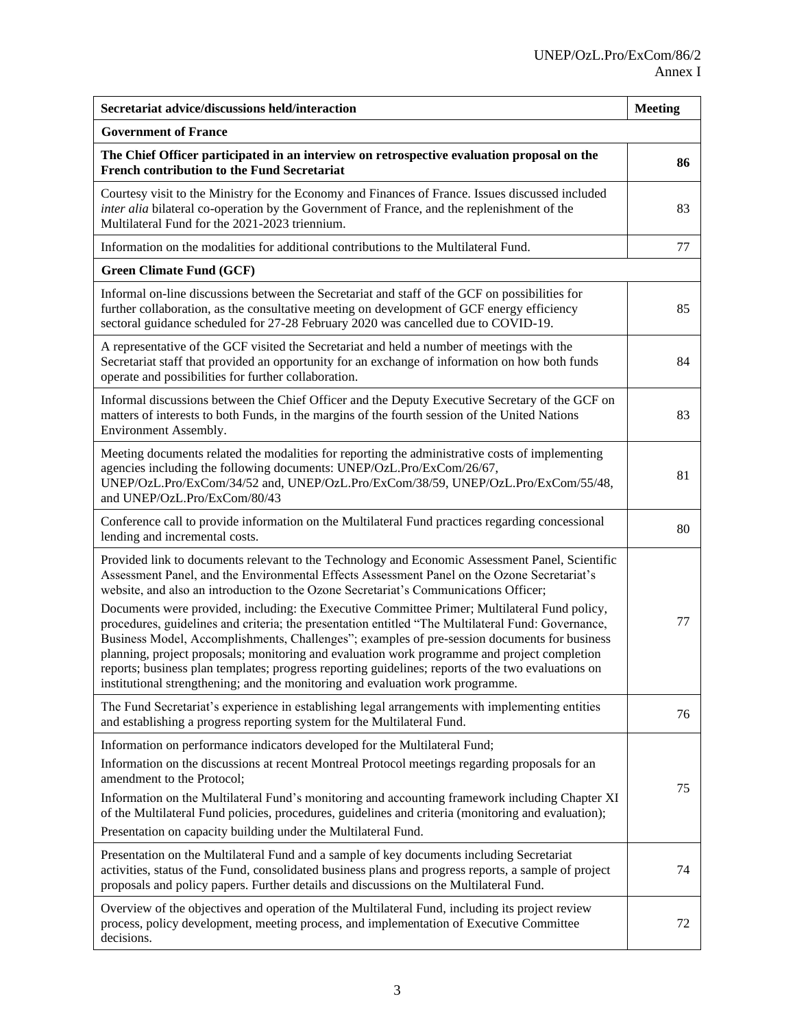| Secretariat advice/discussions held/interaction | Meeting |
|---|---|
| **Government of France** | |
| **The Chief Officer participated in an interview on retrospective evaluation proposal on the French contribution to the Fund Secretariat** | **86** |
| Courtesy visit to the Ministry for the Economy and Finances of France. Issues discussed included *inter alia* bilateral co-operation by the Government of France, and the replenishment of the Multilateral Fund for the 2021-2023 triennium. | 83 |
| Information on the modalities for additional contributions to the Multilateral Fund. | 77 |
| **Green Climate Fund (GCF)** | |
| Informal on-line discussions between the Secretariat and staff of the GCF on possibilities for further collaboration, as the consultative meeting on development of GCF energy efficiency sectoral guidance scheduled for 27-28 February 2020 was cancelled due to COVID-19. | 85 |
| A representative of the GCF visited the Secretariat and held a number of meetings with the Secretariat staff that provided an opportunity for an exchange of information on how both funds operate and possibilities for further collaboration. | 84 |
| Informal discussions between the Chief Officer and the Deputy Executive Secretary of the GCF on matters of interests to both Funds, in the margins of the fourth session of the United Nations Environment Assembly. | 83 |
| Meeting documents related the modalities for reporting the administrative costs of implementing agencies including the following documents: UNEP/OzL.Pro/ExCom/26/67, UNEP/OzL.Pro/ExCom/34/52 and, UNEP/OzL.Pro/ExCom/38/59, UNEP/OzL.Pro/ExCom/55/48, and UNEP/OzL.Pro/ExCom/80/43 | 81 |
| Conference call to provide information on the Multilateral Fund practices regarding concessional lending and incremental costs. | 80 |
| Provided link to documents relevant to the Technology and Economic Assessment Panel, Scientific Assessment Panel, and the Environmental Effects Assessment Panel on the Ozone Secretariat's website, and also an introduction to the Ozone Secretariat's Communications Officer;<br>Documents were provided, including: the Executive Committee Primer; Multilateral Fund policy, procedures, guidelines and criteria; the presentation entitled "The Multilateral Fund: Governance, Business Model, Accomplishments, Challenges"; examples of pre-session documents for business planning, project proposals; monitoring and evaluation work programme and project completion reports; business plan templates; progress reporting guidelines; reports of the two evaluations on institutional strengthening; and the monitoring and evaluation work programme. | 77 |
| The Fund Secretariat's experience in establishing legal arrangements with implementing entities and establishing a progress reporting system for the Multilateral Fund. | 76 |
| Information on performance indicators developed for the Multilateral Fund;<br>Information on the discussions at recent Montreal Protocol meetings regarding proposals for an amendment to the Protocol;<br>Information on the Multilateral Fund's monitoring and accounting framework including Chapter XI of the Multilateral Fund policies, procedures, guidelines and criteria (monitoring and evaluation);<br>Presentation on capacity building under the Multilateral Fund. | 75 |
| Presentation on the Multilateral Fund and a sample of key documents including Secretariat activities, status of the Fund, consolidated business plans and progress reports, a sample of project proposals and policy papers. Further details and discussions on the Multilateral Fund. | 74 |
| Overview of the objectives and operation of the Multilateral Fund, including its project review process, policy development, meeting process, and implementation of Executive Committee decisions. | 72 |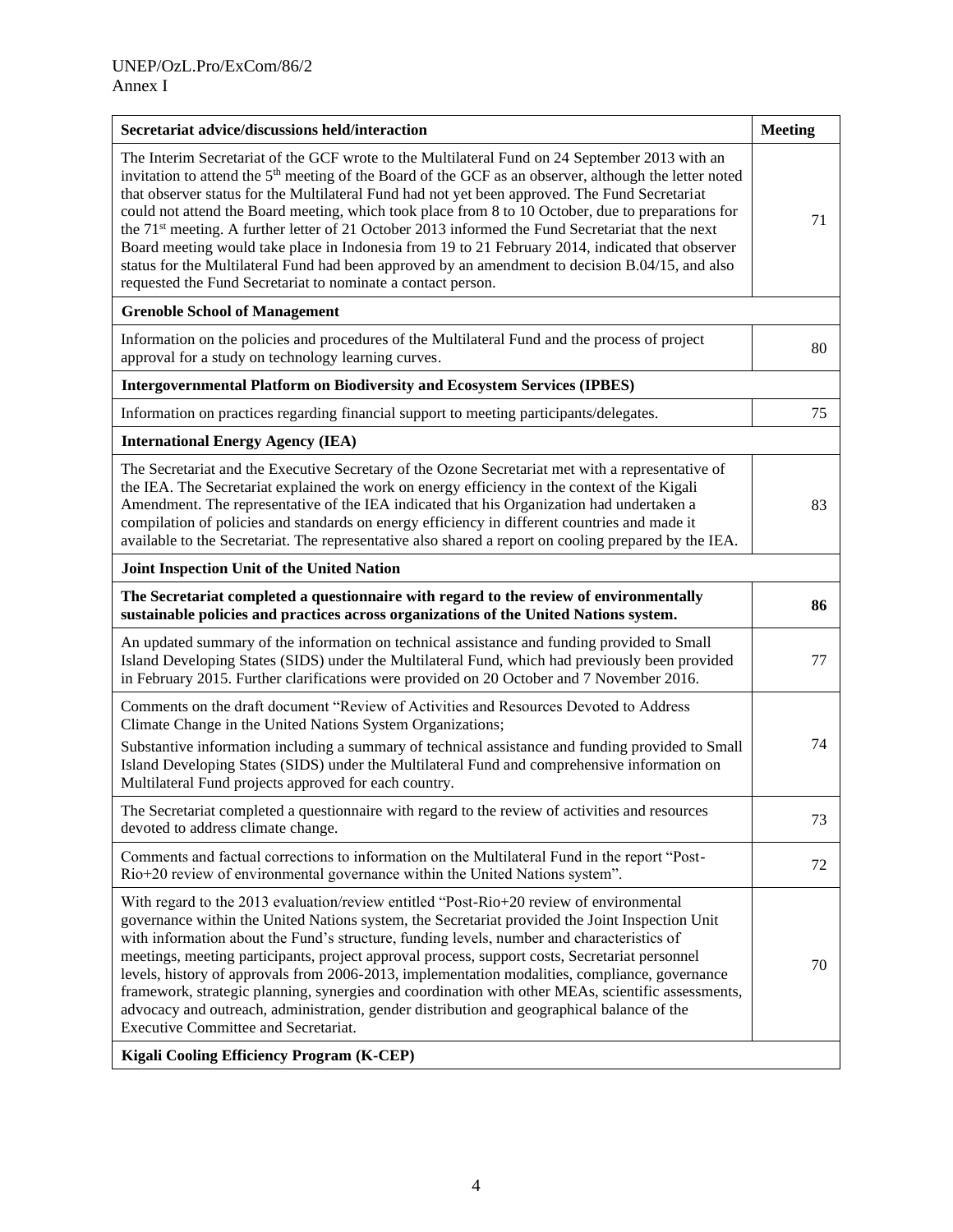| Secretariat advice/discussions held/interaction | Meeting |
|---|---|
| The Interim Secretariat of the GCF wrote to the Multilateral Fund on 24 September 2013 with an invitation to attend the 5th meeting of the Board of the GCF as an observer, although the letter noted that observer status for the Multilateral Fund had not yet been approved. The Fund Secretariat could not attend the Board meeting, which took place from 8 to 10 October, due to preparations for the 71st meeting. A further letter of 21 October 2013 informed the Fund Secretariat that the next Board meeting would take place in Indonesia from 19 to 21 February 2014, indicated that observer status for the Multilateral Fund had been approved by an amendment to decision B.04/15, and also requested the Fund Secretariat to nominate a contact person. | 71 |
| **Grenoble School of Management** | |
| Information on the policies and procedures of the Multilateral Fund and the process of project approval for a study on technology learning curves. | 80 |
| **Intergovernmental Platform on Biodiversity and Ecosystem Services (IPBES)** | |
| Information on practices regarding financial support to meeting participants/delegates. | 75 |
| **International Energy Agency (IEA)** | |
| The Secretariat and the Executive Secretary of the Ozone Secretariat met with a representative of the IEA. The Secretariat explained the work on energy efficiency in the context of the Kigali Amendment. The representative of the IEA indicated that his Organization had undertaken a compilation of policies and standards on energy efficiency in different countries and made it available to the Secretariat. The representative also shared a report on cooling prepared by the IEA. | 83 |
| **Joint Inspection Unit of the United Nation** | |
| **The Secretariat completed a questionnaire with regard to the review of environmentally sustainable policies and practices across organizations of the United Nations system.** | **86** |
| An updated summary of the information on technical assistance and funding provided to Small Island Developing States (SIDS) under the Multilateral Fund, which had previously been provided in February 2015. Further clarifications were provided on 20 October and 7 November 2016. | 77 |
| Comments on the draft document "Review of Activities and Resources Devoted to Address Climate Change in the United Nations System Organizations; Substantive information including a summary of technical assistance and funding provided to Small Island Developing States (SIDS) under the Multilateral Fund and comprehensive information on Multilateral Fund projects approved for each country. | 74 |
| The Secretariat completed a questionnaire with regard to the review of activities and resources devoted to address climate change. | 73 |
| Comments and factual corrections to information on the Multilateral Fund in the report "Post-Rio+20 review of environmental governance within the United Nations system". | 72 |
| With regard to the 2013 evaluation/review entitled "Post-Rio+20 review of environmental governance within the United Nations system, the Secretariat provided the Joint Inspection Unit with information about the Fund's structure, funding levels, number and characteristics of meetings, meeting participants, project approval process, support costs, Secretariat personnel levels, history of approvals from 2006-2013, implementation modalities, compliance, governance framework, strategic planning, synergies and coordination with other MEAs, scientific assessments, advocacy and outreach, administration, gender distribution and geographical balance of the Executive Committee and Secretariat. | 70 |
| **Kigali Cooling Efficiency Program (K-CEP)** | |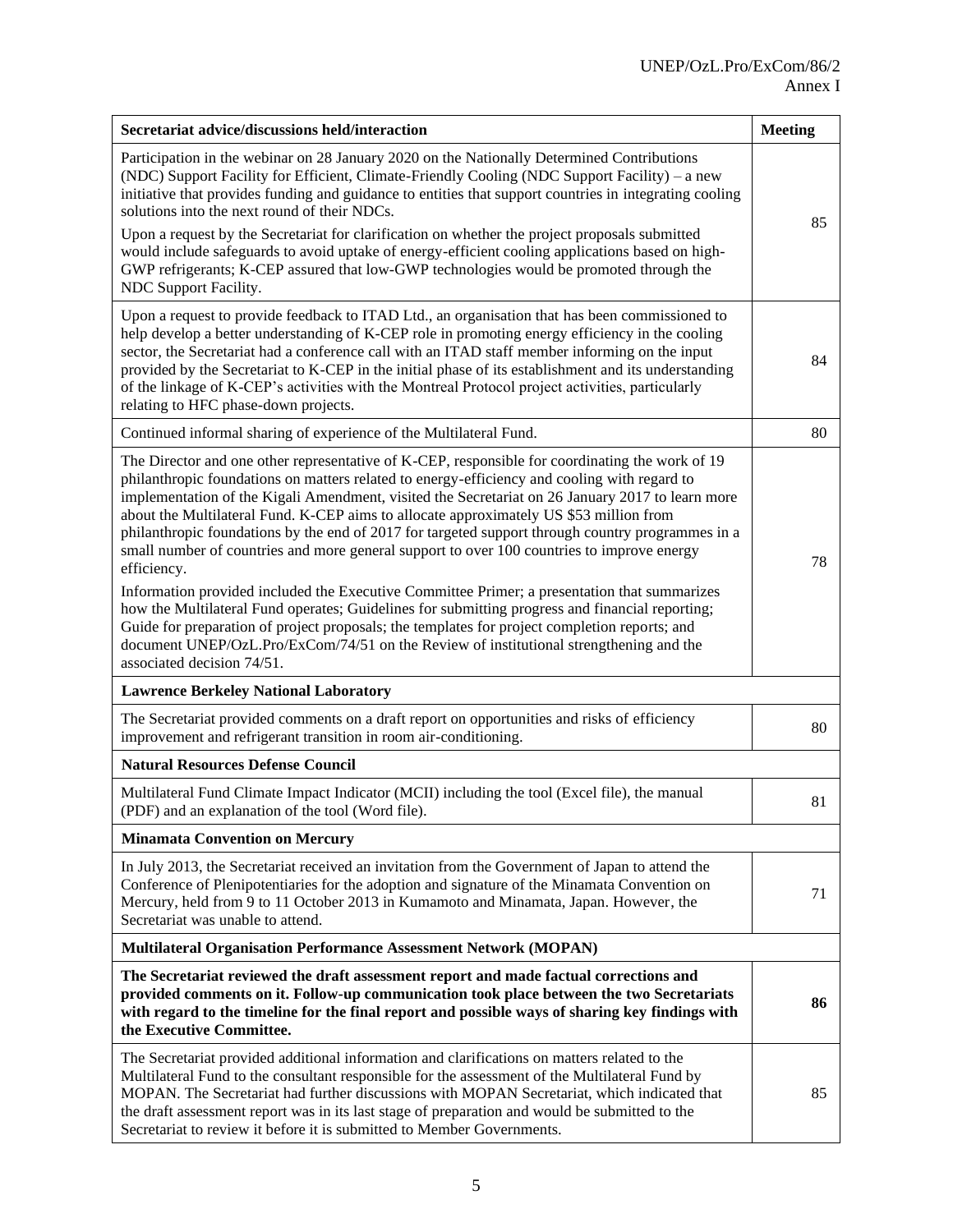| Secretariat advice/discussions held/interaction | Meeting |
|---|---|
| Participation in the webinar on 28 January 2020 on the Nationally Determined Contributions (NDC) Support Facility for Efficient, Climate-Friendly Cooling (NDC Support Facility) – a new initiative that provides funding and guidance to entities that support countries in integrating cooling solutions into the next round of their NDCs.<br><br>Upon a request by the Secretariat for clarification on whether the project proposals submitted would include safeguards to avoid uptake of energy-efficient cooling applications based on high-GWP refrigerants; K-CEP assured that low-GWP technologies would be promoted through the NDC Support Facility. | 85 |
| Upon a request to provide feedback to ITAD Ltd., an organisation that has been commissioned to help develop a better understanding of K-CEP role in promoting energy efficiency in the cooling sector, the Secretariat had a conference call with an ITAD staff member informing on the input provided by the Secretariat to K-CEP in the initial phase of its establishment and its understanding of the linkage of K-CEP's activities with the Montreal Protocol project activities, particularly relating to HFC phase-down projects. | 84 |
| Continued informal sharing of experience of the Multilateral Fund. | 80 |
| The Director and one other representative of K-CEP, responsible for coordinating the work of 19 philanthropic foundations on matters related to energy-efficiency and cooling with regard to implementation of the Kigali Amendment, visited the Secretariat on 26 January 2017 to learn more about the Multilateral Fund. K-CEP aims to allocate approximately US $53 million from philanthropic foundations by the end of 2017 for targeted support through country programmes in a small number of countries and more general support to over 100 countries to improve energy efficiency.<br><br>Information provided included the Executive Committee Primer; a presentation that summarizes how the Multilateral Fund operates; Guidelines for submitting progress and financial reporting; Guide for preparation of project proposals; the templates for project completion reports; and document UNEP/OzL.Pro/ExCom/74/51 on the Review of institutional strengthening and the associated decision 74/51. | 78 |
| **Lawrence Berkeley National Laboratory** | |
| The Secretariat provided comments on a draft report on opportunities and risks of efficiency improvement and refrigerant transition in room air-conditioning. | 80 |
| **Natural Resources Defense Council** | |
| Multilateral Fund Climate Impact Indicator (MCII) including the tool (Excel file), the manual (PDF) and an explanation of the tool (Word file). | 81 |
| **Minamata Convention on Mercury** | |
| In July 2013, the Secretariat received an invitation from the Government of Japan to attend the Conference of Plenipotentiaries for the adoption and signature of the Minamata Convention on Mercury, held from 9 to 11 October 2013 in Kumamoto and Minamata, Japan. However, the Secretariat was unable to attend. | 71 |
| **Multilateral Organisation Performance Assessment Network (MOPAN)** | |
| **The Secretariat reviewed the draft assessment report and made factual corrections and provided comments on it. Follow-up communication took place between the two Secretariats with regard to the timeline for the final report and possible ways of sharing key findings with the Executive Committee.** | **86** |
| The Secretariat provided additional information and clarifications on matters related to the Multilateral Fund to the consultant responsible for the assessment of the Multilateral Fund by MOPAN. The Secretariat had further discussions with MOPAN Secretariat, which indicated that the draft assessment report was in its last stage of preparation and would be submitted to the Secretariat to review it before it is submitted to Member Governments. | 85 |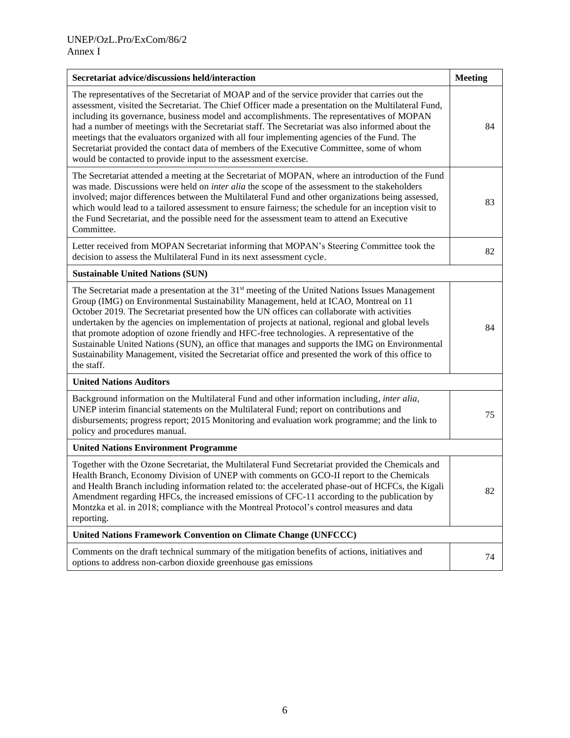| Secretariat advice/discussions held/interaction | Meeting |
|---|---|
| The representatives of the Secretariat of MOAP and of the service provider that carries out the assessment, visited the Secretariat. The Chief Officer made a presentation on the Multilateral Fund, including its governance, business model and accomplishments. The representatives of MOPAN had a number of meetings with the Secretariat staff. The Secretariat was also informed about the meetings that the evaluators organized with all four implementing agencies of the Fund. The Secretariat provided the contact data of members of the Executive Committee, some of whom would be contacted to provide input to the assessment exercise. | 84 |
| The Secretariat attended a meeting at the Secretariat of MOPAN, where an introduction of the Fund was made. Discussions were held on *inter alia* the scope of the assessment to the stakeholders involved; major differences between the Multilateral Fund and other organizations being assessed, which would lead to a tailored assessment to ensure fairness; the schedule for an inception visit to the Fund Secretariat, and the possible need for the assessment team to attend an Executive Committee. | 83 |
| Letter received from MOPAN Secretariat informing that MOPAN's Steering Committee took the decision to assess the Multilateral Fund in its next assessment cycle. | 82 |
| **Sustainable United Nations (SUN)** | |
| The Secretariat made a presentation at the 31st meeting of the United Nations Issues Management Group (IMG) on Environmental Sustainability Management, held at ICAO, Montreal on 11 October 2019. The Secretariat presented how the UN offices can collaborate with activities undertaken by the agencies on implementation of projects at national, regional and global levels that promote adoption of ozone friendly and HFC-free technologies. A representative of the Sustainable United Nations (SUN), an office that manages and supports the IMG on Environmental Sustainability Management, visited the Secretariat office and presented the work of this office to the staff. | 84 |
| **United Nations Auditors** | |
| Background information on the Multilateral Fund and other information including, *inter alia*, UNEP interim financial statements on the Multilateral Fund; report on contributions and disbursements; progress report; 2015 Monitoring and evaluation work programme; and the link to policy and procedures manual. | 75 |
| **United Nations Environment Programme** | |
| Together with the Ozone Secretariat, the Multilateral Fund Secretariat provided the Chemicals and Health Branch, Economy Division of UNEP with comments on GCO-II report to the Chemicals and Health Branch including information related to: the accelerated phase-out of HCFCs, the Kigali Amendment regarding HFCs, the increased emissions of CFC-11 according to the publication by Montzka et al. in 2018; compliance with the Montreal Protocol's control measures and data reporting. | 82 |
| **United Nations Framework Convention on Climate Change (UNFCCC)** | |
| Comments on the draft technical summary of the mitigation benefits of actions, initiatives and options to address non-carbon dioxide greenhouse gas emissions | 74 |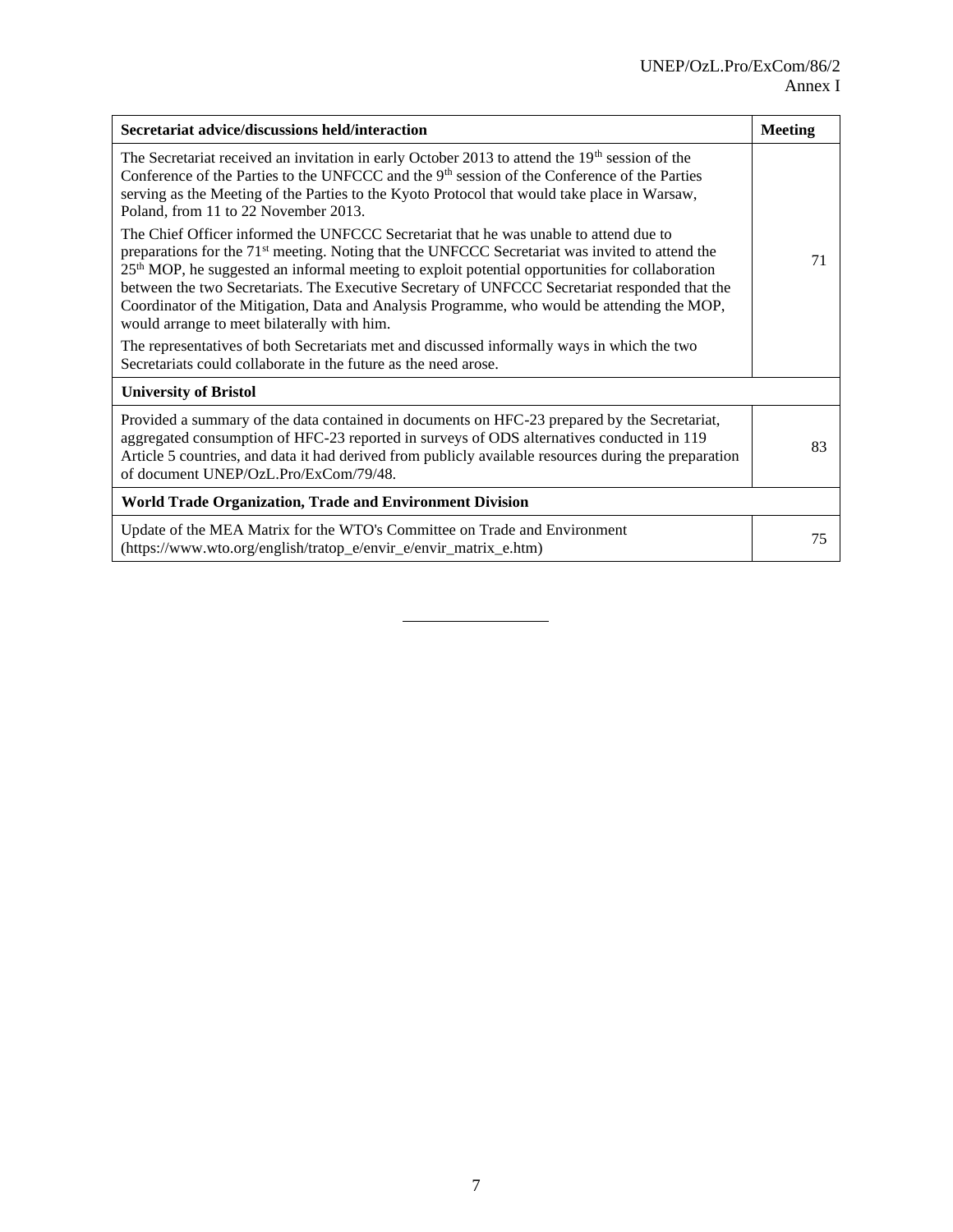| Secretariat advice/discussions held/interaction | Meeting |
| --- | --- |
| The Secretariat received an invitation in early October 2013 to attend the 19th session of the Conference of the Parties to the UNFCCC and the 9th session of the Conference of the Parties serving as the Meeting of the Parties to the Kyoto Protocol that would take place in Warsaw, Poland, from 11 to 22 November 2013. The Chief Officer informed the UNFCCC Secretariat that he was unable to attend due to preparations for the 71st meeting. Noting that the UNFCCC Secretariat was invited to attend the 25th MOP, he suggested an informal meeting to exploit potential opportunities for collaboration between the two Secretariats. The Executive Secretary of UNFCCC Secretariat responded that the Coordinator of the Mitigation, Data and Analysis Programme, who would be attending the MOP, would arrange to meet bilaterally with him. The representatives of both Secretariats met and discussed informally ways in which the two Secretariats could collaborate in the future as the need arose. | 71 |
| **University of Bristol** | |
| Provided a summary of the data contained in documents on HFC-23 prepared by the Secretariat, aggregated consumption of HFC-23 reported in surveys of ODS alternatives conducted in 119 Article 5 countries, and data it had derived from publicly available resources during the preparation of document UNEP/OzL.Pro/ExCom/79/48. | 83 |
| **World Trade Organization, Trade and Environment Division** | |
| Update of the MEA Matrix for the WTO's Committee on Trade and Environment (https://www.wto.org/english/tratop_e/envir_e/envir_matrix_e.htm) | 75 |